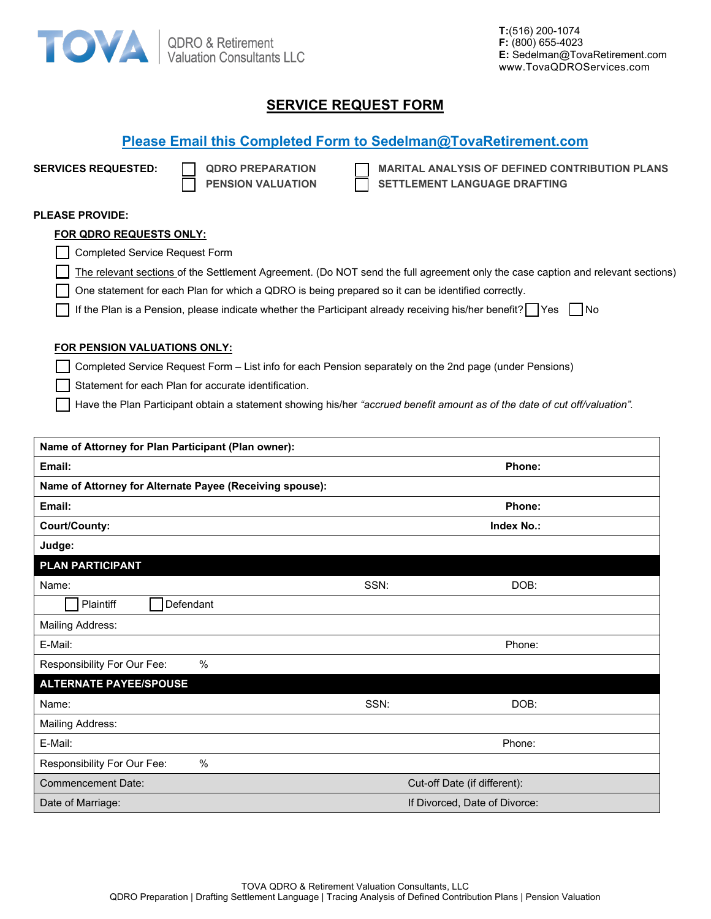TOVA QDRO & Retirement Valuation Consultants LLC

**T:**(516) 200-1074
**F:** (800) 655-4023
**E:** Sedelman@TovaRetirement.com
www.TovaQDROServices.com

# SERVICE REQUEST FORM

## Please Email this Completed Form to Sedelman@TovaRetirement.com

**SERVICES REQUESTED:**

- ☐ **QDRO PREPARATION**
- ☐ **PENSION VALUATION**
- ☐ **MARITAL ANALYSIS OF DEFINED CONTRIBUTION PLANS**
- ☐ **SETTLEMENT LANGUAGE DRAFTING**

**PLEASE PROVIDE:**

**FOR QDRO REQUESTS ONLY:**

- ☐ Completed Service Request Form
- ☐ The relevant sections of the Settlement Agreement. (Do NOT send the full agreement only the case caption and relevant sections)
- ☐ One statement for each Plan for which a QDRO is being prepared so it can be identified correctly.
- ☐ If the Plan is a Pension, please indicate whether the Participant already receiving his/her benefit? ☐ Yes ☐ No

**FOR PENSION VALUATIONS ONLY:**

- ☐ Completed Service Request Form – List info for each Pension separately on the 2nd page (under Pensions)
- ☐ Statement for each Plan for accurate identification.
- ☐ Have the Plan Participant obtain a statement showing his/her *"accrued benefit amount as of the date of cut off/valuation".*

| | | |
|---|---|---|
| **Name of Attorney for Plan Participant (Plan owner):** | | |
| **Email:** | | **Phone:** |
| **Name of Attorney for Alternate Payee (Receiving spouse):** | | |
| **Email:** | | **Phone:** |
| **Court/County:** | | **Index No.:** |
| **Judge:** | | |
| **PLAN PARTICIPANT** | | |
| Name: | SSN: | DOB: |
| ☐ Plaintiff ☐ Defendant | | |
| Mailing Address: | | |
| E-Mail: | | Phone: |
| Responsibility For Our Fee: % | | |
| **ALTERNATE PAYEE/SPOUSE** | | |
| Name: | SSN: | DOB: |
| Mailing Address: | | |
| E-Mail: | | Phone: |
| Responsibility For Our Fee: % | | |
| Commencement Date: | Cut-off Date (if different): | |
| Date of Marriage: | If Divorced, Date of Divorce: | |

TOVA QDRO & Retirement Valuation Consultants, LLC
QDRO Preparation | Drafting Settlement Language | Tracing Analysis of Defined Contribution Plans | Pension Valuation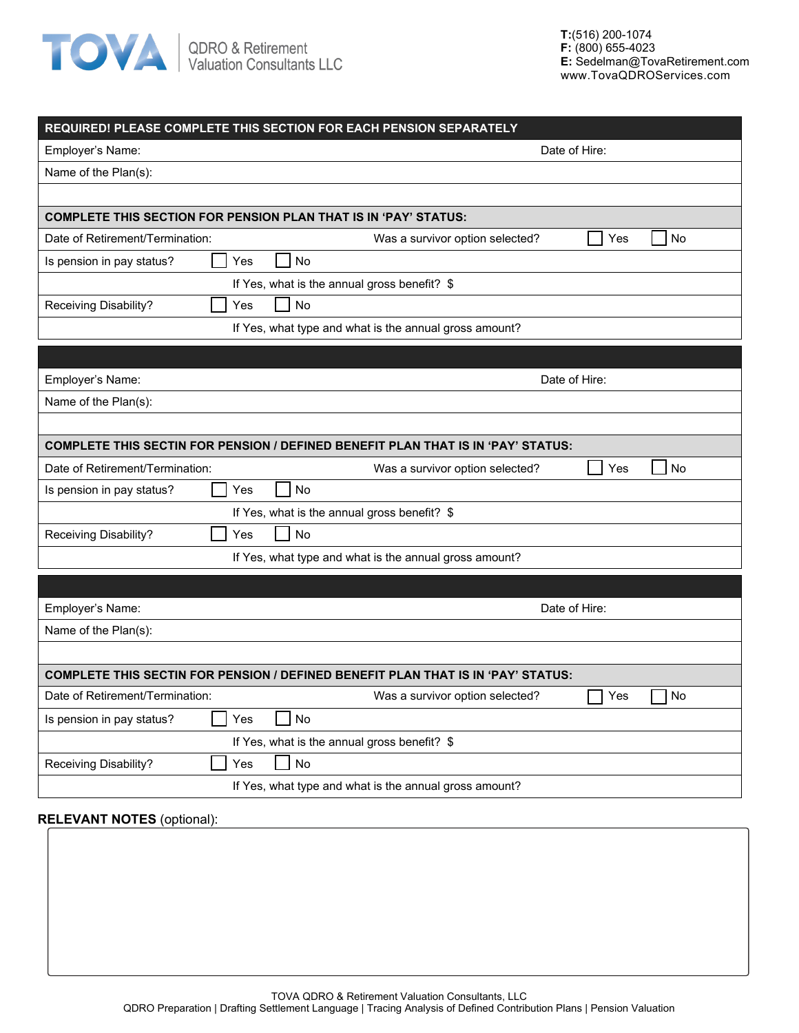**TOVA** QDRO & Retirement Valuation Consultants LLC

**T:**(516) 200-1074
**F:** (800) 655-4023
**E:** Sedelman@TovaRetirement.com
www.TovaQDROServices.com

| **REQUIRED! PLEASE COMPLETE THIS SECTION FOR EACH PENSION SEPARATELY** | | |
|---|---|---|
| Employer's Name: | | Date of Hire: |
| Name of the Plan(s): | | |
| | | |
| **COMPLETE THIS SECTION FOR PENSION PLAN THAT IS IN 'PAY' STATUS:** | | |
| Date of Retirement/Termination: | Was a survivor option selected? | ☐ Yes ☐ No |
| Is pension in pay status? ☐ Yes ☐ No | | |
| | If Yes, what is the annual gross benefit? $ | |
| Receiving Disability? ☐ Yes ☐ No | | |
| | If Yes, what type and what is the annual gross amount? | |

| | | |
|---|---|---|
| Employer's Name: | | Date of Hire: |
| Name of the Plan(s): | | |
| | | |
| **COMPLETE THIS SECTIN FOR PENSION / DEFINED BENEFIT PLAN THAT IS IN 'PAY' STATUS:** | | |
| Date of Retirement/Termination: | Was a survivor option selected? | ☐ Yes ☐ No |
| Is pension in pay status? ☐ Yes ☐ No | | |
| | If Yes, what is the annual gross benefit? $ | |
| Receiving Disability? ☐ Yes ☐ No | | |
| | If Yes, what type and what is the annual gross amount? | |

| | | |
|---|---|---|
| Employer's Name: | | Date of Hire: |
| Name of the Plan(s): | | |
| | | |
| **COMPLETE THIS SECTIN FOR PENSION / DEFINED BENEFIT PLAN THAT IS IN 'PAY' STATUS:** | | |
| Date of Retirement/Termination: | Was a survivor option selected? | ☐ Yes ☐ No |
| Is pension in pay status? ☐ Yes ☐ No | | |
| | If Yes, what is the annual gross benefit? $ | |
| Receiving Disability? ☐ Yes ☐ No | | |
| | If Yes, what type and what is the annual gross amount? | |

**RELEVANT NOTES** (optional):

TOVA QDRO & Retirement Valuation Consultants, LLC
QDRO Preparation | Drafting Settlement Language | Tracing Analysis of Defined Contribution Plans | Pension Valuation